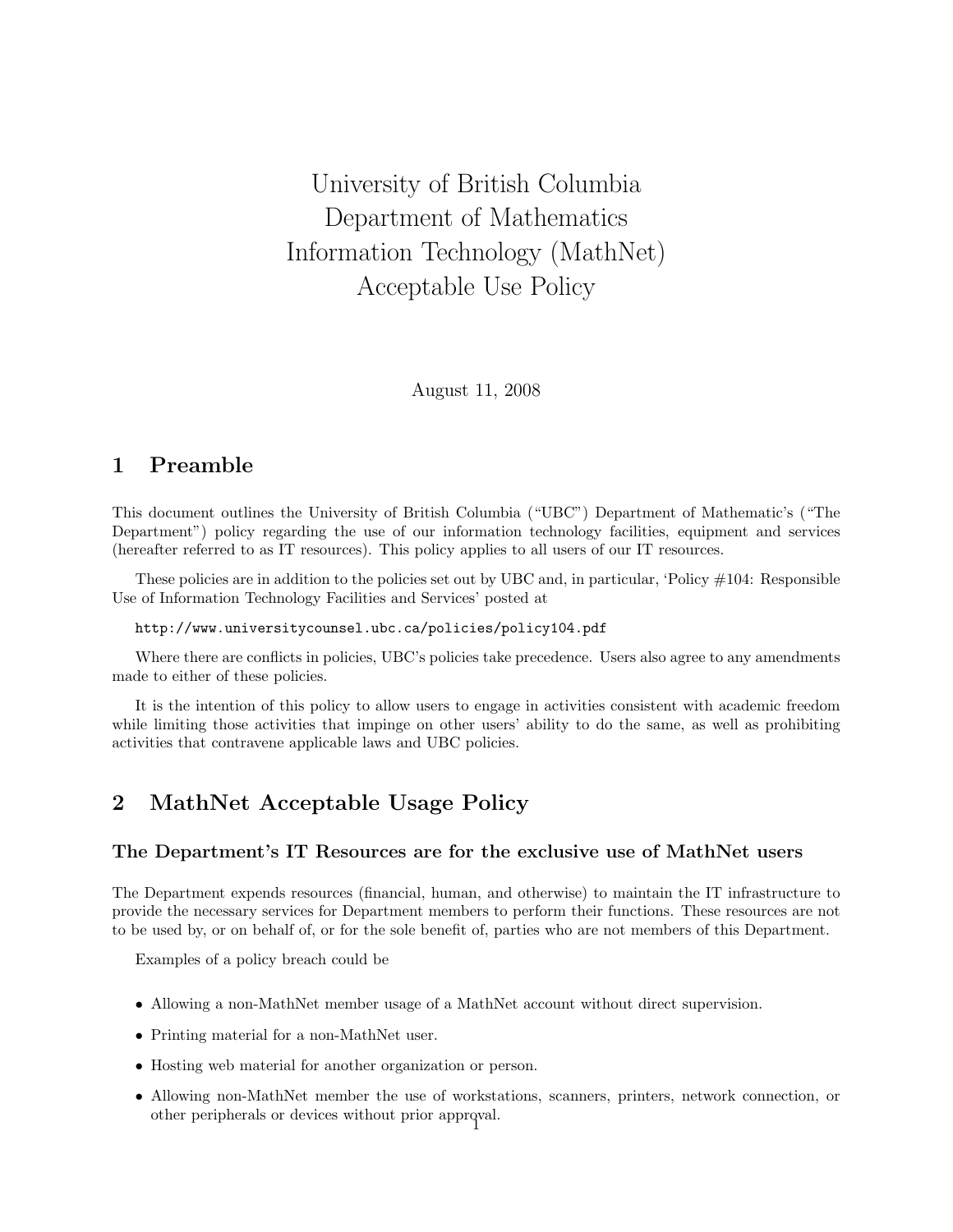# University of British Columbia
# Department of Mathematics
# Information Technology (MathNet)
# Acceptable Use Policy

August 11, 2008

## 1 Preamble

This document outlines the University of British Columbia ("UBC") Department of Mathematic's ("The Department") policy regarding the use of our information technology facilities, equipment and services (hereafter referred to as IT resources). This policy applies to all users of our IT resources.

These policies are in addition to the policies set out by UBC and, in particular, 'Policy #104: Responsible Use of Information Technology Facilities and Services' posted at

`http://www.universitycounsel.ubc.ca/policies/policy104.pdf`

Where there are conflicts in policies, UBC's policies take precedence. Users also agree to any amendments made to either of these policies.

It is the intention of this policy to allow users to engage in activities consistent with academic freedom while limiting those activities that impinge on other users' ability to do the same, as well as prohibiting activities that contravene applicable laws and UBC policies.

## 2 MathNet Acceptable Usage Policy

### The Department's IT Resources are for the exclusive use of MathNet users

The Department expends resources (financial, human, and otherwise) to maintain the IT infrastructure to provide the necessary services for Department members to perform their functions. These resources are not to be used by, or on behalf of, or for the sole benefit of, parties who are not members of this Department.

Examples of a policy breach could be

- Allowing a non-MathNet member usage of a MathNet account without direct supervision.
- Printing material for a non-MathNet user.
- Hosting web material for another organization or person.
- Allowing non-MathNet member the use of workstations, scanners, printers, network connection, or other peripherals or devices without prior approval.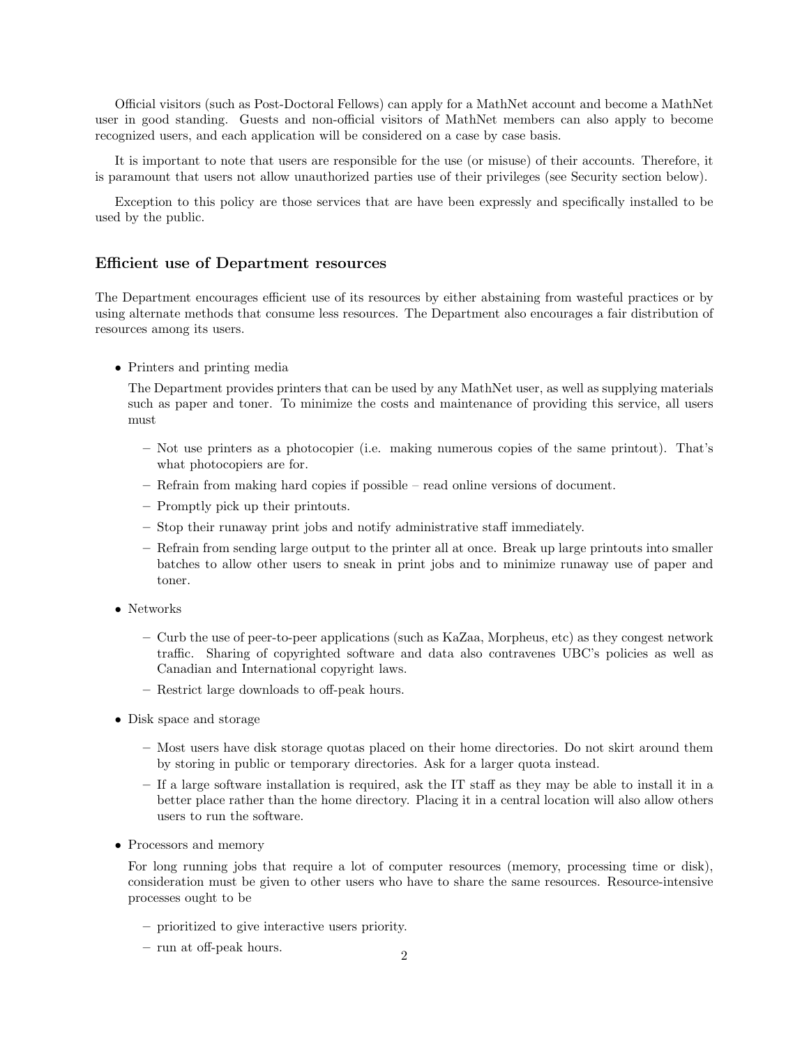Official visitors (such as Post-Doctoral Fellows) can apply for a MathNet account and become a MathNet user in good standing. Guests and non-official visitors of MathNet members can also apply to become recognized users, and each application will be considered on a case by case basis.

It is important to note that users are responsible for the use (or misuse) of their accounts. Therefore, it is paramount that users not allow unauthorized parties use of their privileges (see Security section below).

Exception to this policy are those services that are have been expressly and specifically installed to be used by the public.

### Efficient use of Department resources

The Department encourages efficient use of its resources by either abstaining from wasteful practices or by using alternate methods that consume less resources. The Department also encourages a fair distribution of resources among its users.

- Printers and printing media

  The Department provides printers that can be used by any MathNet user, as well as supplying materials such as paper and toner. To minimize the costs and maintenance of providing this service, all users must

  - Not use printers as a photocopier (i.e. making numerous copies of the same printout). That's what photocopiers are for.
  - Refrain from making hard copies if possible – read online versions of document.
  - Promptly pick up their printouts.
  - Stop their runaway print jobs and notify administrative staff immediately.
  - Refrain from sending large output to the printer all at once. Break up large printouts into smaller batches to allow other users to sneak in print jobs and to minimize runaway use of paper and toner.

- Networks

  - Curb the use of peer-to-peer applications (such as KaZaa, Morpheus, etc) as they congest network traffic. Sharing of copyrighted software and data also contravenes UBC's policies as well as Canadian and International copyright laws.
  - Restrict large downloads to off-peak hours.

- Disk space and storage

  - Most users have disk storage quotas placed on their home directories. Do not skirt around them by storing in public or temporary directories. Ask for a larger quota instead.
  - If a large software installation is required, ask the IT staff as they may be able to install it in a better place rather than the home directory. Placing it in a central location will also allow others users to run the software.

- Processors and memory

  For long running jobs that require a lot of computer resources (memory, processing time or disk), consideration must be given to other users who have to share the same resources. Resource-intensive processes ought to be

  - prioritized to give interactive users priority.
  - run at off-peak hours.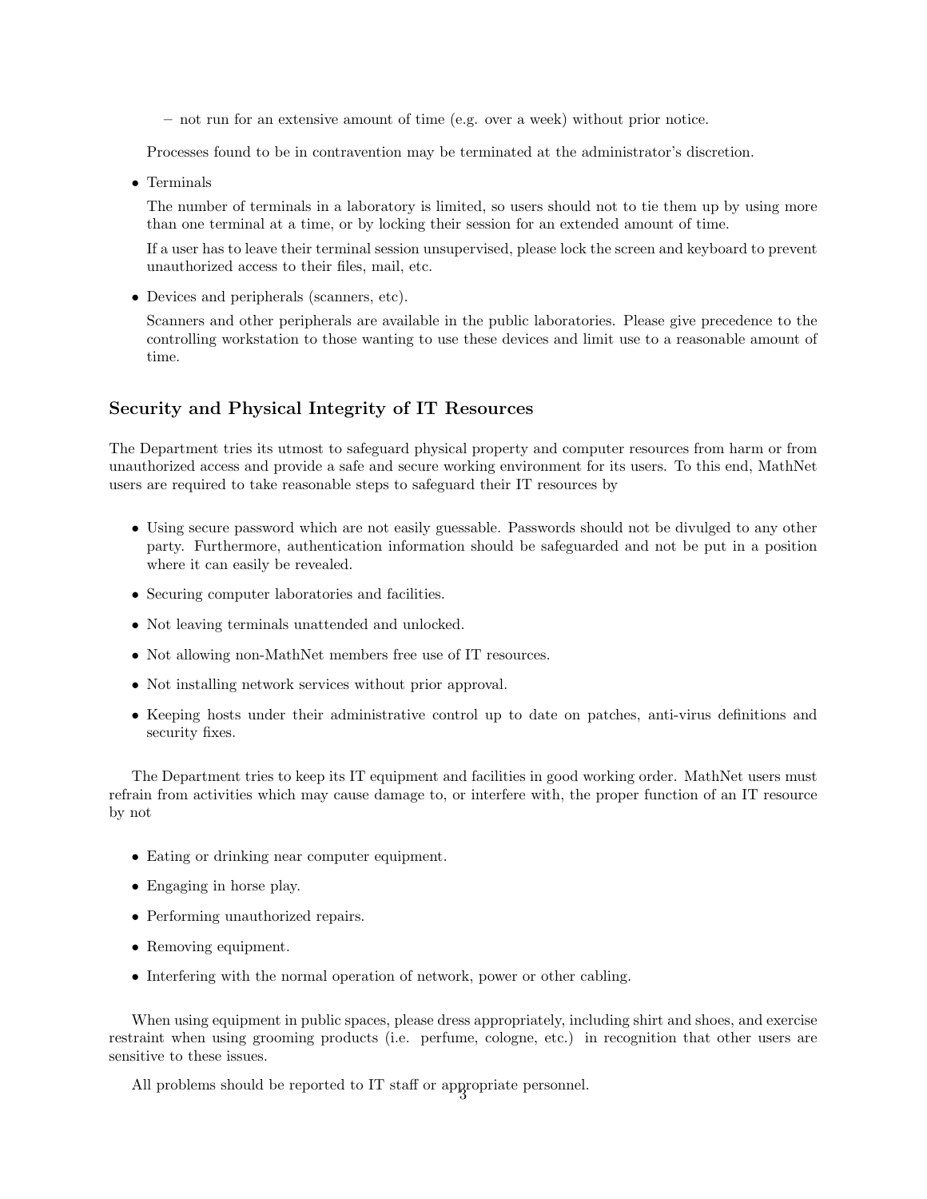- not run for an extensive amount of time (e.g. over a week) without prior notice.

  Processes found to be in contravention may be terminated at the administrator's discretion.

- Terminals

  The number of terminals in a laboratory is limited, so users should not to tie them up by using more than one terminal at a time, or by locking their session for an extended amount of time.

  If a user has to leave their terminal session unsupervised, please lock the screen and keyboard to prevent unauthorized access to their files, mail, etc.

- Devices and peripherals (scanners, etc).

  Scanners and other peripherals are available in the public laboratories. Please give precedence to the controlling workstation to those wanting to use these devices and limit use to a reasonable amount of time.

## Security and Physical Integrity of IT Resources

The Department tries its utmost to safeguard physical property and computer resources from harm or from unauthorized access and provide a safe and secure working environment for its users. To this end, MathNet users are required to take reasonable steps to safeguard their IT resources by

- Using secure password which are not easily guessable. Passwords should not be divulged to any other party. Furthermore, authentication information should be safeguarded and not be put in a position where it can easily be revealed.
- Securing computer laboratories and facilities.
- Not leaving terminals unattended and unlocked.
- Not allowing non-MathNet members free use of IT resources.
- Not installing network services without prior approval.
- Keeping hosts under their administrative control up to date on patches, anti-virus definitions and security fixes.

The Department tries to keep its IT equipment and facilities in good working order. MathNet users must refrain from activities which may cause damage to, or interfere with, the proper function of an IT resource by not

- Eating or drinking near computer equipment.
- Engaging in horse play.
- Performing unauthorized repairs.
- Removing equipment.
- Interfering with the normal operation of network, power or other cabling.

When using equipment in public spaces, please dress appropriately, including shirt and shoes, and exercise restraint when using grooming products (i.e. perfume, cologne, etc.) in recognition that other users are sensitive to these issues.

All problems should be reported to IT staff or appropriate personnel.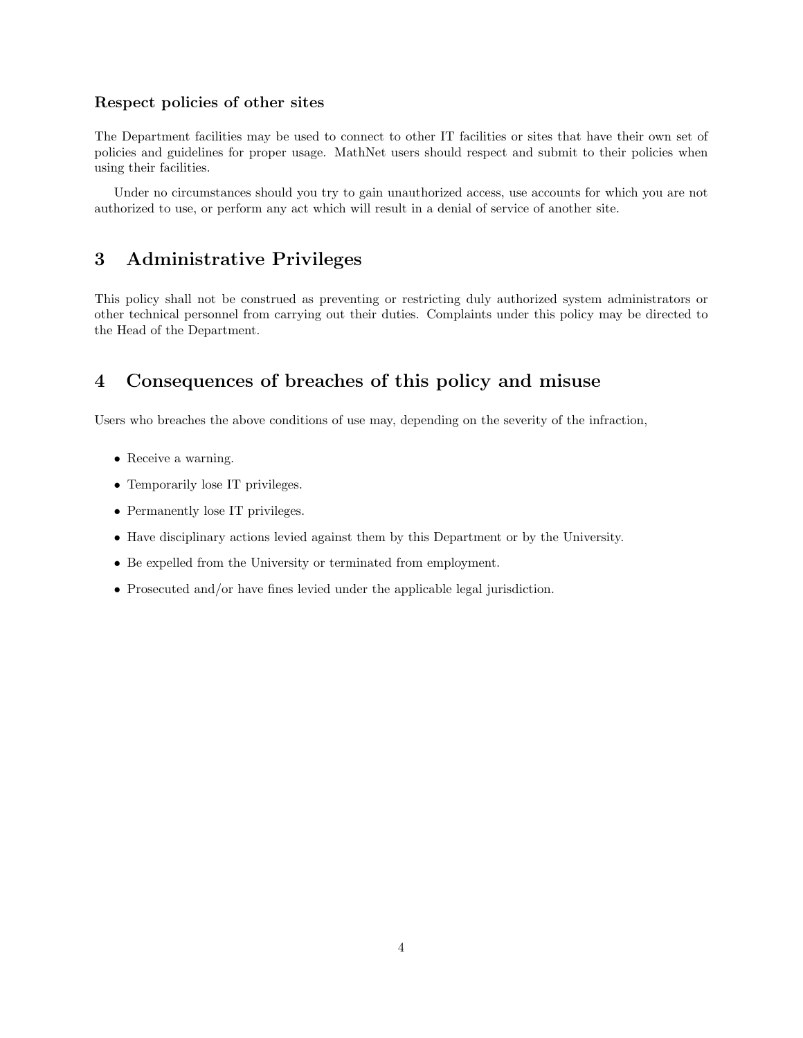### Respect policies of other sites

The Department facilities may be used to connect to other IT facilities or sites that have their own set of policies and guidelines for proper usage. MathNet users should respect and submit to their policies when using their facilities.

Under no circumstances should you try to gain unauthorized access, use accounts for which you are not authorized to use, or perform any act which will result in a denial of service of another site.

## 3 Administrative Privileges

This policy shall not be construed as preventing or restricting duly authorized system administrators or other technical personnel from carrying out their duties. Complaints under this policy may be directed to the Head of the Department.

## 4 Consequences of breaches of this policy and misuse

Users who breaches the above conditions of use may, depending on the severity of the infraction,

- Receive a warning.
- Temporarily lose IT privileges.
- Permanently lose IT privileges.
- Have disciplinary actions levied against them by this Department or by the University.
- Be expelled from the University or terminated from employment.
- Prosecuted and/or have fines levied under the applicable legal jurisdiction.